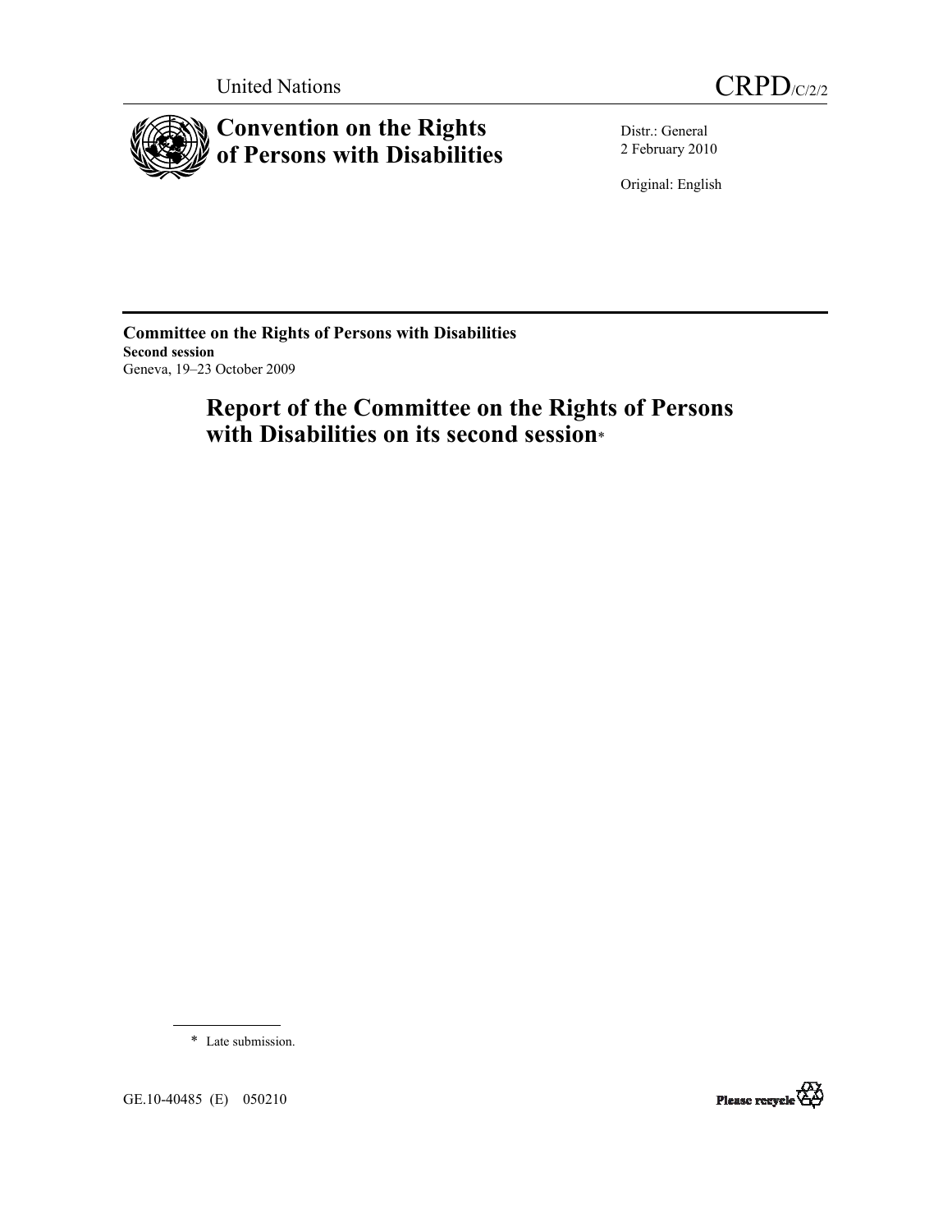United Nations

CRPD/C/2/2

# Convention on the Rights of Persons with Disabilities

Distr.: General
2 February 2010

Original: English

**Committee on the Rights of Persons with Disabilities**
**Second session**
Geneva, 19–23 October 2009

# Report of the Committee on the Rights of Persons with Disabilities on its second session*

\* Late submission.

GE.10-40485 (E) 050210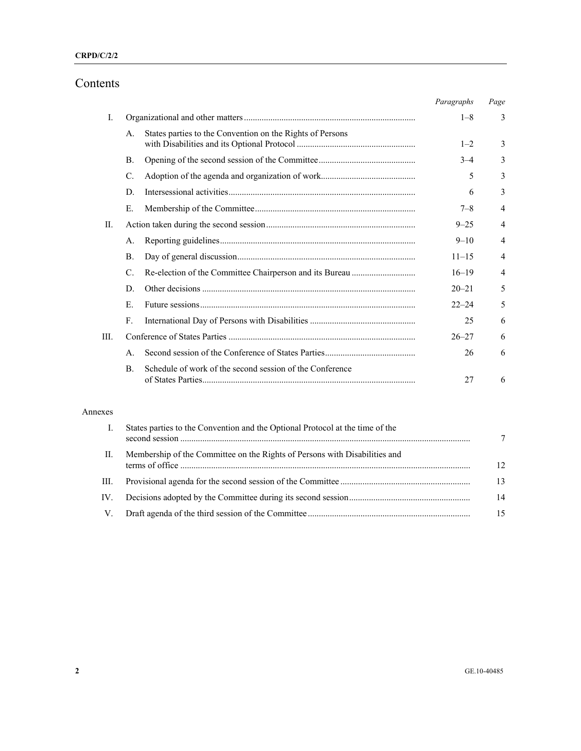# Contents

| | | | Paragraphs | Page |
|---|---|---|---|---|
| I. | | Organizational and other matters | 1–8 | 3 |
| | A. | States parties to the Convention on the Rights of Persons with Disabilities and its Optional Protocol | 1–2 | 3 |
| | B. | Opening of the second session of the Committee | 3–4 | 3 |
| | C. | Adoption of the agenda and organization of work | 5 | 3 |
| | D. | Intersessional activities | 6 | 3 |
| | E. | Membership of the Committee | 7–8 | 4 |
| II. | | Action taken during the second session | 9–25 | 4 |
| | A. | Reporting guidelines | 9–10 | 4 |
| | B. | Day of general discussion | 11–15 | 4 |
| | C. | Re-election of the Committee Chairperson and its Bureau | 16–19 | 4 |
| | D. | Other decisions | 20–21 | 5 |
| | E. | Future sessions | 22–24 | 5 |
| | F. | International Day of Persons with Disabilities | 25 | 6 |
| III. | | Conference of States Parties | 26–27 | 6 |
| | A. | Second session of the Conference of States Parties | 26 | 6 |
| | B. | Schedule of work of the second session of the Conference of States Parties | 27 | 6 |

Annexes

| | | Page |
|---|---|---|
| I. | States parties to the Convention and the Optional Protocol at the time of the second session | 7 |
| II. | Membership of the Committee on the Rights of Persons with Disabilities and terms of office | 12 |
| III. | Provisional agenda for the second session of the Committee | 13 |
| IV. | Decisions adopted by the Committee during its second session | 14 |
| V. | Draft agenda of the third session of the Committee | 15 |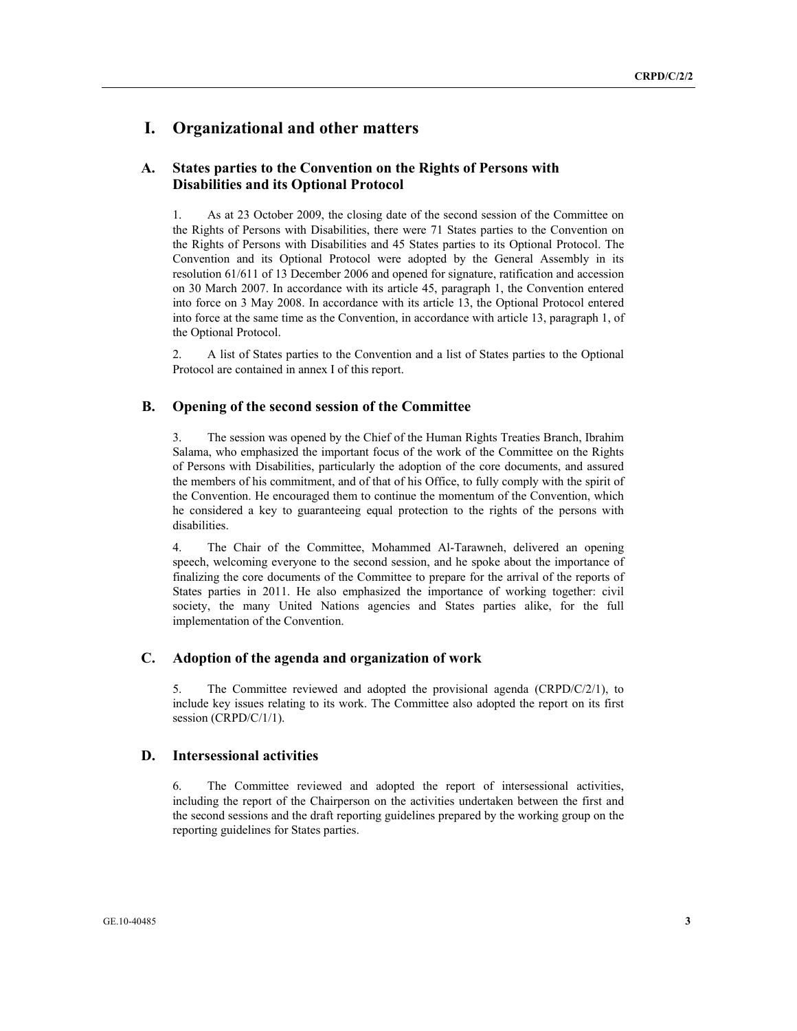# I. Organizational and other matters

## A. States parties to the Convention on the Rights of Persons with Disabilities and its Optional Protocol

1. As at 23 October 2009, the closing date of the second session of the Committee on the Rights of Persons with Disabilities, there were 71 States parties to the Convention on the Rights of Persons with Disabilities and 45 States parties to its Optional Protocol. The Convention and its Optional Protocol were adopted by the General Assembly in its resolution 61/611 of 13 December 2006 and opened for signature, ratification and accession on 30 March 2007. In accordance with its article 45, paragraph 1, the Convention entered into force on 3 May 2008. In accordance with its article 13, the Optional Protocol entered into force at the same time as the Convention, in accordance with article 13, paragraph 1, of the Optional Protocol.

2. A list of States parties to the Convention and a list of States parties to the Optional Protocol are contained in annex I of this report.

## B. Opening of the second session of the Committee

3. The session was opened by the Chief of the Human Rights Treaties Branch, Ibrahim Salama, who emphasized the important focus of the work of the Committee on the Rights of Persons with Disabilities, particularly the adoption of the core documents, and assured the members of his commitment, and of that of his Office, to fully comply with the spirit of the Convention. He encouraged them to continue the momentum of the Convention, which he considered a key to guaranteeing equal protection to the rights of the persons with disabilities.

4. The Chair of the Committee, Mohammed Al-Tarawneh, delivered an opening speech, welcoming everyone to the second session, and he spoke about the importance of finalizing the core documents of the Committee to prepare for the arrival of the reports of States parties in 2011. He also emphasized the importance of working together: civil society, the many United Nations agencies and States parties alike, for the full implementation of the Convention.

## C. Adoption of the agenda and organization of work

5. The Committee reviewed and adopted the provisional agenda (CRPD/C/2/1), to include key issues relating to its work. The Committee also adopted the report on its first session (CRPD/C/1/1).

## D. Intersessional activities

6. The Committee reviewed and adopted the report of intersessional activities, including the report of the Chairperson on the activities undertaken between the first and the second sessions and the draft reporting guidelines prepared by the working group on the reporting guidelines for States parties.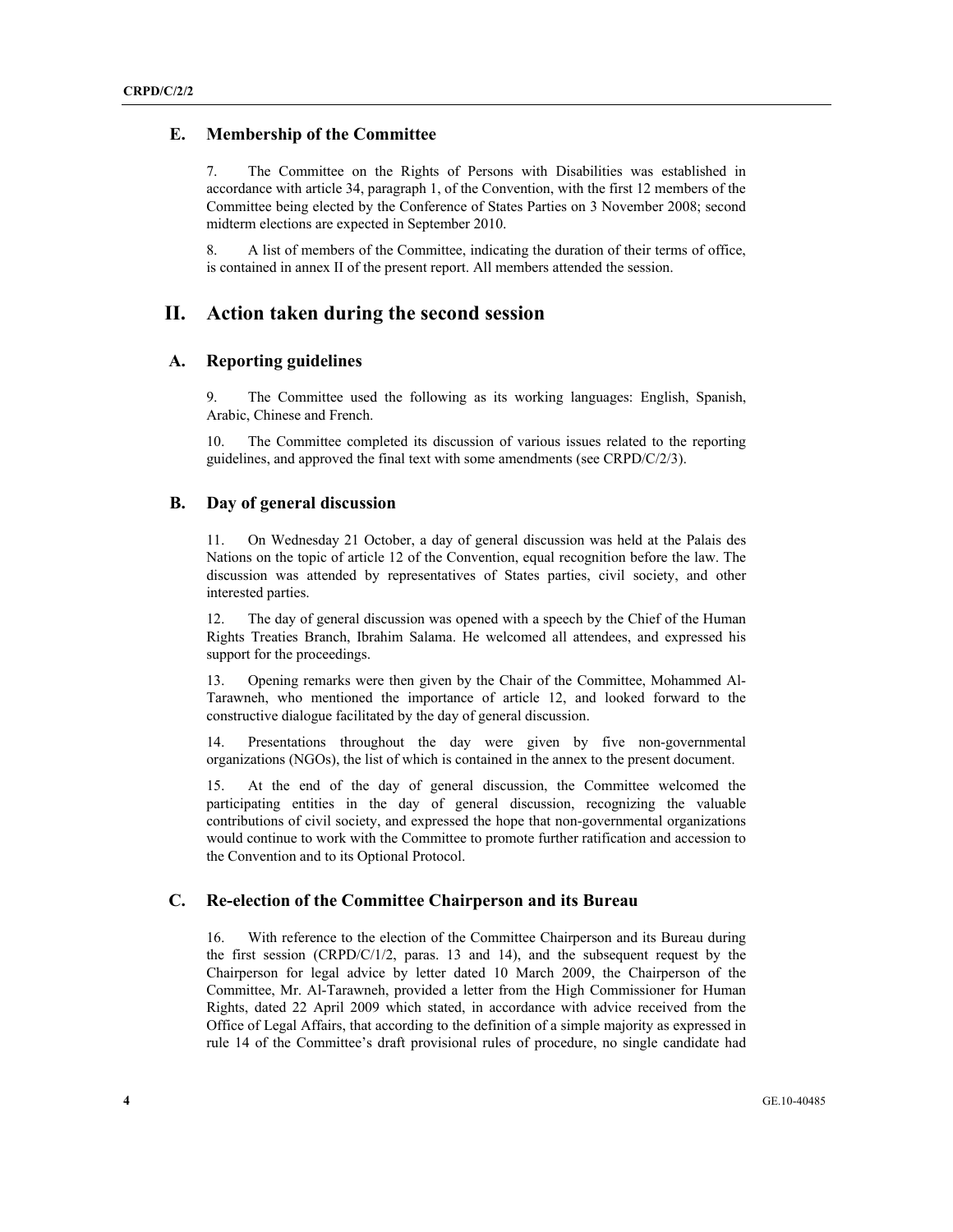### E. Membership of the Committee

7. The Committee on the Rights of Persons with Disabilities was established in accordance with article 34, paragraph 1, of the Convention, with the first 12 members of the Committee being elected by the Conference of States Parties on 3 November 2008; second midterm elections are expected in September 2010.

8. A list of members of the Committee, indicating the duration of their terms of office, is contained in annex II of the present report. All members attended the session.

## II. Action taken during the second session

### A. Reporting guidelines

9. The Committee used the following as its working languages: English, Spanish, Arabic, Chinese and French.

10. The Committee completed its discussion of various issues related to the reporting guidelines, and approved the final text with some amendments (see CRPD/C/2/3).

### B. Day of general discussion

11. On Wednesday 21 October, a day of general discussion was held at the Palais des Nations on the topic of article 12 of the Convention, equal recognition before the law. The discussion was attended by representatives of States parties, civil society, and other interested parties.

12. The day of general discussion was opened with a speech by the Chief of the Human Rights Treaties Branch, Ibrahim Salama. He welcomed all attendees, and expressed his support for the proceedings.

13. Opening remarks were then given by the Chair of the Committee, Mohammed Al-Tarawneh, who mentioned the importance of article 12, and looked forward to the constructive dialogue facilitated by the day of general discussion.

14. Presentations throughout the day were given by five non-governmental organizations (NGOs), the list of which is contained in the annex to the present document.

15. At the end of the day of general discussion, the Committee welcomed the participating entities in the day of general discussion, recognizing the valuable contributions of civil society, and expressed the hope that non-governmental organizations would continue to work with the Committee to promote further ratification and accession to the Convention and to its Optional Protocol.

### C. Re-election of the Committee Chairperson and its Bureau

16. With reference to the election of the Committee Chairperson and its Bureau during the first session (CRPD/C/1/2, paras. 13 and 14), and the subsequent request by the Chairperson for legal advice by letter dated 10 March 2009, the Chairperson of the Committee, Mr. Al-Tarawneh, provided a letter from the High Commissioner for Human Rights, dated 22 April 2009 which stated, in accordance with advice received from the Office of Legal Affairs, that according to the definition of a simple majority as expressed in rule 14 of the Committee's draft provisional rules of procedure, no single candidate had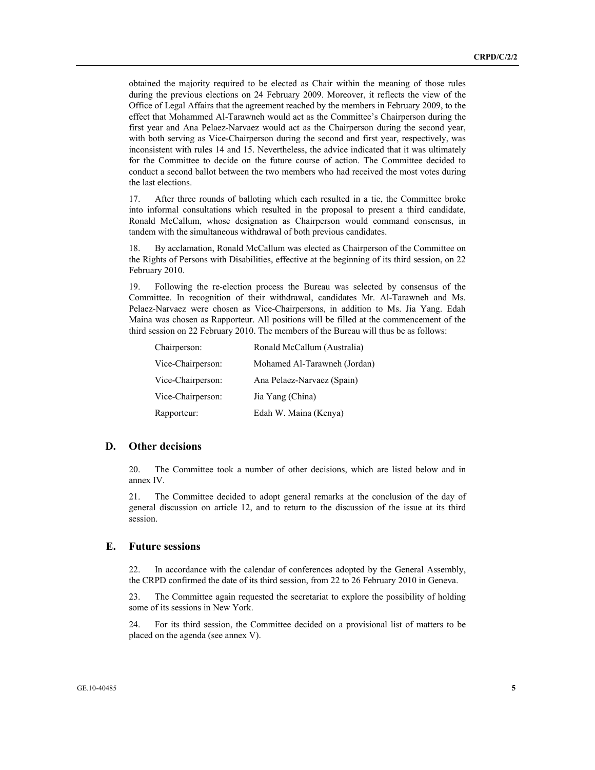obtained the majority required to be elected as Chair within the meaning of those rules during the previous elections on 24 February 2009. Moreover, it reflects the view of the Office of Legal Affairs that the agreement reached by the members in February 2009, to the effect that Mohammed Al-Tarawneh would act as the Committee's Chairperson during the first year and Ana Pelaez-Narvaez would act as the Chairperson during the second year, with both serving as Vice-Chairperson during the second and first year, respectively, was inconsistent with rules 14 and 15. Nevertheless, the advice indicated that it was ultimately for the Committee to decide on the future course of action. The Committee decided to conduct a second ballot between the two members who had received the most votes during the last elections.

17. After three rounds of balloting which each resulted in a tie, the Committee broke into informal consultations which resulted in the proposal to present a third candidate, Ronald McCallum, whose designation as Chairperson would command consensus, in tandem with the simultaneous withdrawal of both previous candidates.

18. By acclamation, Ronald McCallum was elected as Chairperson of the Committee on the Rights of Persons with Disabilities, effective at the beginning of its third session, on 22 February 2010.

19. Following the re-election process the Bureau was selected by consensus of the Committee. In recognition of their withdrawal, candidates Mr. Al-Tarawneh and Ms. Pelaez-Narvaez were chosen as Vice-Chairpersons, in addition to Ms. Jia Yang. Edah Maina was chosen as Rapporteur. All positions will be filled at the commencement of the third session on 22 February 2010. The members of the Bureau will thus be as follows:

| | |
|---|---|
| Chairperson: | Ronald McCallum (Australia) |
| Vice-Chairperson: | Mohamed Al-Tarawneh (Jordan) |
| Vice-Chairperson: | Ana Pelaez-Narvaez (Spain) |
| Vice-Chairperson: | Jia Yang (China) |
| Rapporteur: | Edah W. Maina (Kenya) |

## D. Other decisions

20. The Committee took a number of other decisions, which are listed below and in annex IV.

21. The Committee decided to adopt general remarks at the conclusion of the day of general discussion on article 12, and to return to the discussion of the issue at its third session.

## E. Future sessions

22. In accordance with the calendar of conferences adopted by the General Assembly, the CRPD confirmed the date of its third session, from 22 to 26 February 2010 in Geneva.

23. The Committee again requested the secretariat to explore the possibility of holding some of its sessions in New York.

24. For its third session, the Committee decided on a provisional list of matters to be placed on the agenda (see annex V).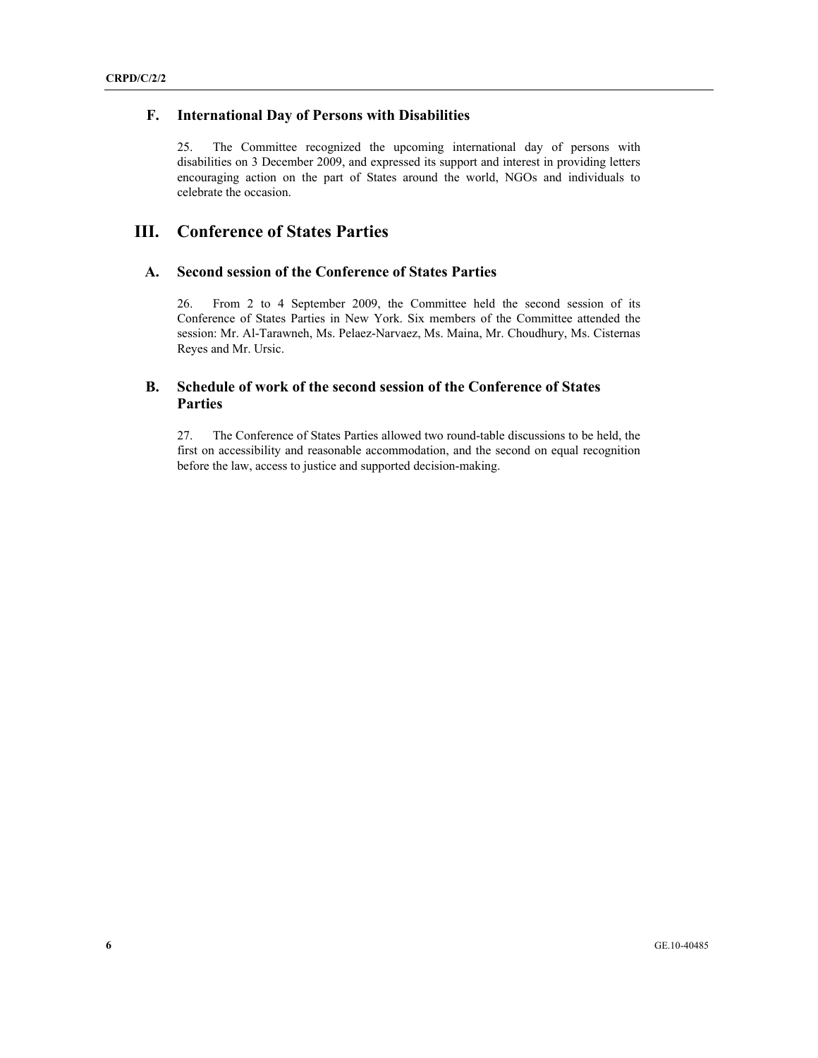### F. International Day of Persons with Disabilities

25. The Committee recognized the upcoming international day of persons with disabilities on 3 December 2009, and expressed its support and interest in providing letters encouraging action on the part of States around the world, NGOs and individuals to celebrate the occasion.

## III. Conference of States Parties

### A. Second session of the Conference of States Parties

26. From 2 to 4 September 2009, the Committee held the second session of its Conference of States Parties in New York. Six members of the Committee attended the session: Mr. Al-Tarawneh, Ms. Pelaez-Narvaez, Ms. Maina, Mr. Choudhury, Ms. Cisternas Reyes and Mr. Ursic.

### B. Schedule of work of the second session of the Conference of States Parties

27. The Conference of States Parties allowed two round-table discussions to be held, the first on accessibility and reasonable accommodation, and the second on equal recognition before the law, access to justice and supported decision-making.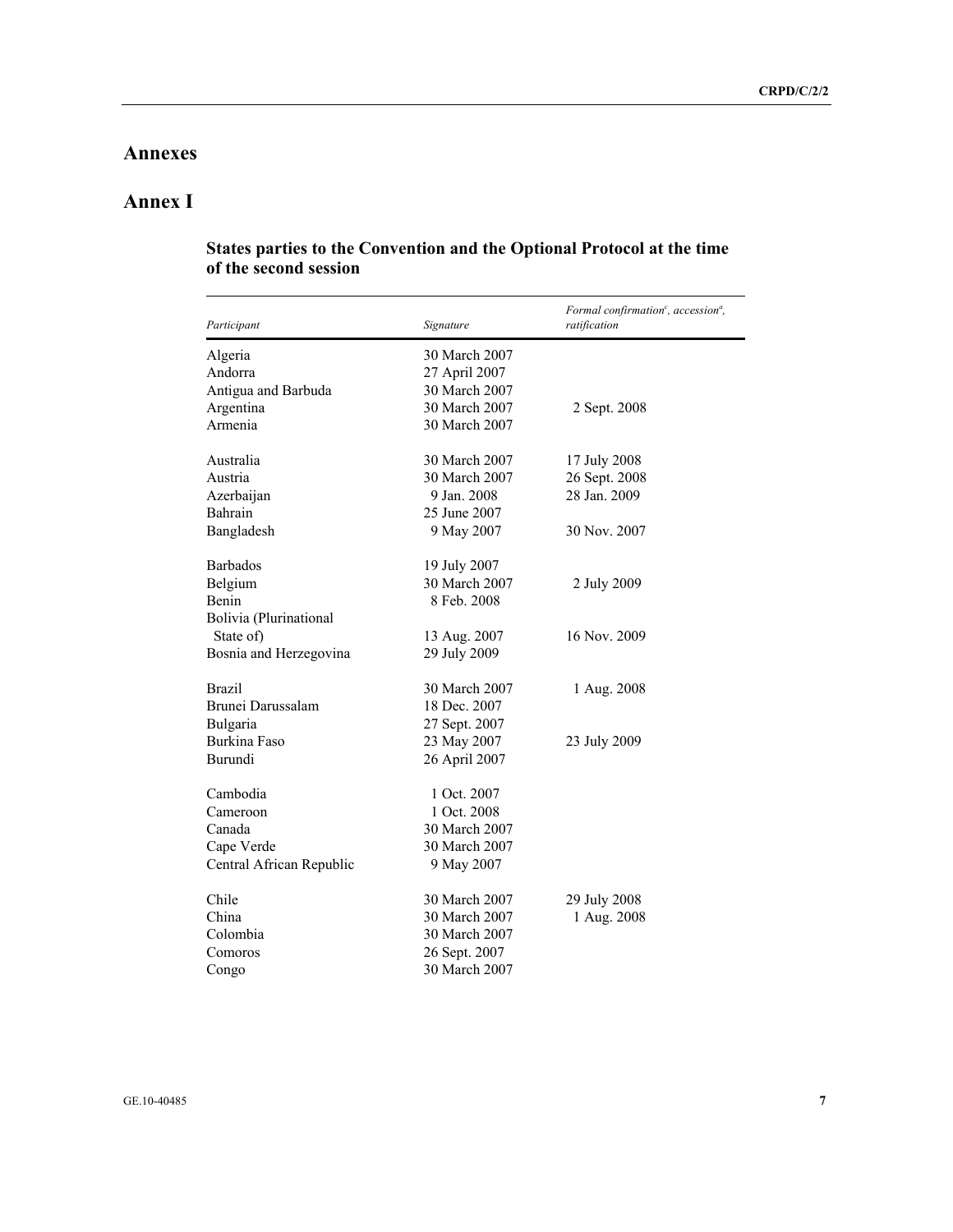# Annexes

## Annex I

### States parties to the Convention and the Optional Protocol at the time of the second session

| *Participant* | *Signature* | *Formal confirmation[c], accession[a], ratification* |
|---|---|---|
| Algeria | 30 March 2007 | |
| Andorra | 27 April 2007 | |
| Antigua and Barbuda | 30 March 2007 | |
| Argentina | 30 March 2007 | 2 Sept. 2008 |
| Armenia | 30 March 2007 | |
| Australia | 30 March 2007 | 17 July 2008 |
| Austria | 30 March 2007 | 26 Sept. 2008 |
| Azerbaijan | 9 Jan. 2008 | 28 Jan. 2009 |
| Bahrain | 25 June 2007 | |
| Bangladesh | 9 May 2007 | 30 Nov. 2007 |
| Barbados | 19 July 2007 | |
| Belgium | 30 March 2007 | 2 July 2009 |
| Benin | 8 Feb. 2008 | |
| Bolivia (Plurinational State of) | 13 Aug. 2007 | 16 Nov. 2009 |
| Bosnia and Herzegovina | 29 July 2009 | |
| Brazil | 30 March 2007 | 1 Aug. 2008 |
| Brunei Darussalam | 18 Dec. 2007 | |
| Bulgaria | 27 Sept. 2007 | |
| Burkina Faso | 23 May 2007 | 23 July 2009 |
| Burundi | 26 April 2007 | |
| Cambodia | 1 Oct. 2007 | |
| Cameroon | 1 Oct. 2008 | |
| Canada | 30 March 2007 | |
| Cape Verde | 30 March 2007 | |
| Central African Republic | 9 May 2007 | |
| Chile | 30 March 2007 | 29 July 2008 |
| China | 30 March 2007 | 1 Aug. 2008 |
| Colombia | 30 March 2007 | |
| Comoros | 26 Sept. 2007 | |
| Congo | 30 March 2007 | |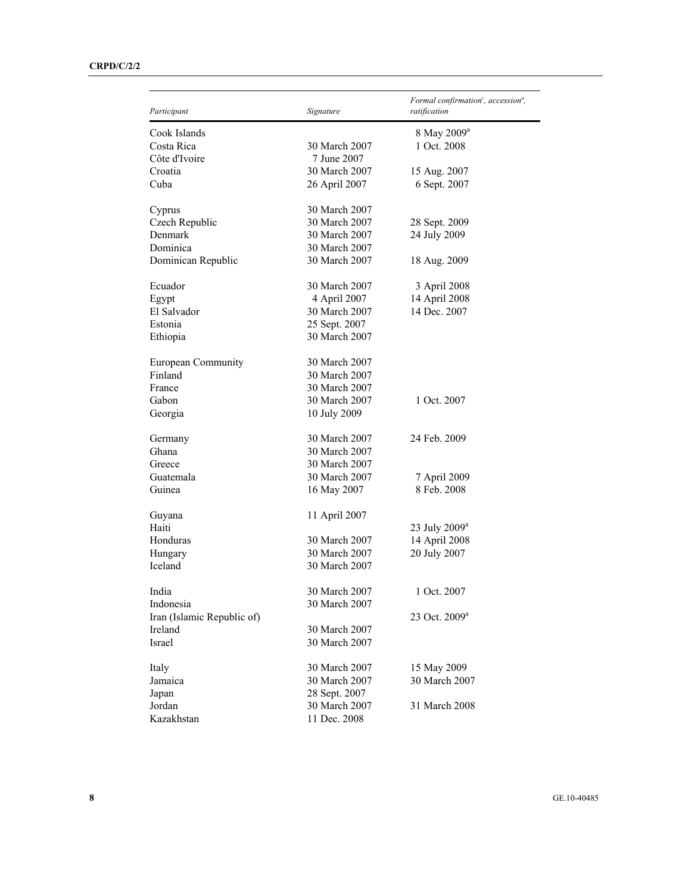| Participant | Signature | Formal confirmation[c], accession[a], ratification |
|---|---|---|
| Cook Islands | | 8 May 2009[a] |
| Costa Rica | 30 March 2007 | 1 Oct. 2008 |
| Côte d'Ivoire | 7 June 2007 | |
| Croatia | 30 March 2007 | 15 Aug. 2007 |
| Cuba | 26 April 2007 | 6 Sept. 2007 |
| Cyprus | 30 March 2007 | |
| Czech Republic | 30 March 2007 | 28 Sept. 2009 |
| Denmark | 30 March 2007 | 24 July 2009 |
| Dominica | 30 March 2007 | |
| Dominican Republic | 30 March 2007 | 18 Aug. 2009 |
| Ecuador | 30 March 2007 | 3 April 2008 |
| Egypt | 4 April 2007 | 14 April 2008 |
| El Salvador | 30 March 2007 | 14 Dec. 2007 |
| Estonia | 25 Sept. 2007 | |
| Ethiopia | 30 March 2007 | |
| European Community | 30 March 2007 | |
| Finland | 30 March 2007 | |
| France | 30 March 2007 | |
| Gabon | 30 March 2007 | 1 Oct. 2007 |
| Georgia | 10 July 2009 | |
| Germany | 30 March 2007 | 24 Feb. 2009 |
| Ghana | 30 March 2007 | |
| Greece | 30 March 2007 | |
| Guatemala | 30 March 2007 | 7 April 2009 |
| Guinea | 16 May 2007 | 8 Feb. 2008 |
| Guyana | 11 April 2007 | |
| Haiti | | 23 July 2009[a] |
| Honduras | 30 March 2007 | 14 April 2008 |
| Hungary | 30 March 2007 | 20 July 2007 |
| Iceland | 30 March 2007 | |
| India | 30 March 2007 | 1 Oct. 2007 |
| Indonesia | 30 March 2007 | |
| Iran (Islamic Republic of) | | 23 Oct. 2009[a] |
| Ireland | 30 March 2007 | |
| Israel | 30 March 2007 | |
| Italy | 30 March 2007 | 15 May 2009 |
| Jamaica | 30 March 2007 | 30 March 2007 |
| Japan | 28 Sept. 2007 | |
| Jordan | 30 March 2007 | 31 March 2008 |
| Kazakhstan | 11 Dec. 2008 | |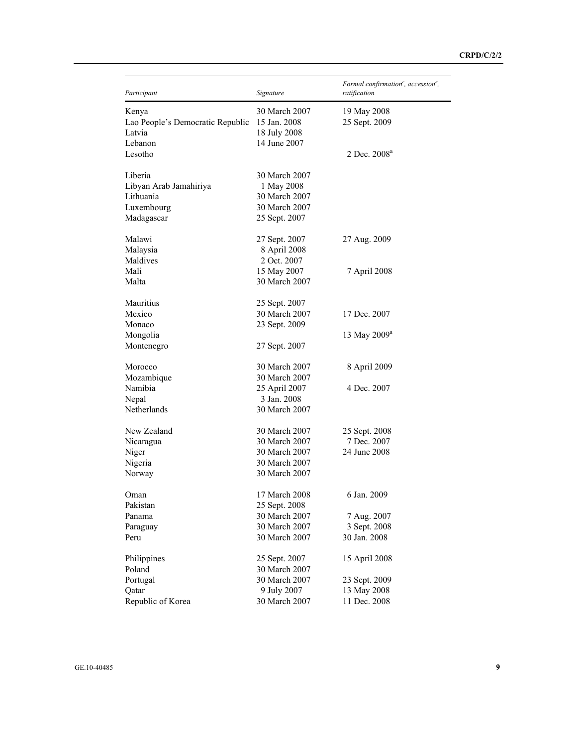| *Participant* | *Signature* | *Formal confirmation*[c], *accession*[a], *ratification* |
|---|---|---|
| Kenya | 30 March 2007 | 19 May 2008 |
| Lao People's Democratic Republic | 15 Jan. 2008 | 25 Sept. 2009 |
| Latvia | 18 July 2008 | |
| Lebanon | 14 June 2007 | |
| Lesotho | | 2 Dec. 2008[a] |
| Liberia | 30 March 2007 | |
| Libyan Arab Jamahiriya | 1 May 2008 | |
| Lithuania | 30 March 2007 | |
| Luxembourg | 30 March 2007 | |
| Madagascar | 25 Sept. 2007 | |
| Malawi | 27 Sept. 2007 | 27 Aug. 2009 |
| Malaysia | 8 April 2008 | |
| Maldives | 2 Oct. 2007 | |
| Mali | 15 May 2007 | 7 April 2008 |
| Malta | 30 March 2007 | |
| Mauritius | 25 Sept. 2007 | |
| Mexico | 30 March 2007 | 17 Dec. 2007 |
| Monaco | 23 Sept. 2009 | |
| Mongolia | | 13 May 2009[a] |
| Montenegro | 27 Sept. 2007 | |
| Morocco | 30 March 2007 | 8 April 2009 |
| Mozambique | 30 March 2007 | |
| Namibia | 25 April 2007 | 4 Dec. 2007 |
| Nepal | 3 Jan. 2008 | |
| Netherlands | 30 March 2007 | |
| New Zealand | 30 March 2007 | 25 Sept. 2008 |
| Nicaragua | 30 March 2007 | 7 Dec. 2007 |
| Niger | 30 March 2007 | 24 June 2008 |
| Nigeria | 30 March 2007 | |
| Norway | 30 March 2007 | |
| Oman | 17 March 2008 | 6 Jan. 2009 |
| Pakistan | 25 Sept. 2008 | |
| Panama | 30 March 2007 | 7 Aug. 2007 |
| Paraguay | 30 March 2007 | 3 Sept. 2008 |
| Peru | 30 March 2007 | 30 Jan. 2008 |
| Philippines | 25 Sept. 2007 | 15 April 2008 |
| Poland | 30 March 2007 | |
| Portugal | 30 March 2007 | 23 Sept. 2009 |
| Qatar | 9 July 2007 | 13 May 2008 |
| Republic of Korea | 30 March 2007 | 11 Dec. 2008 |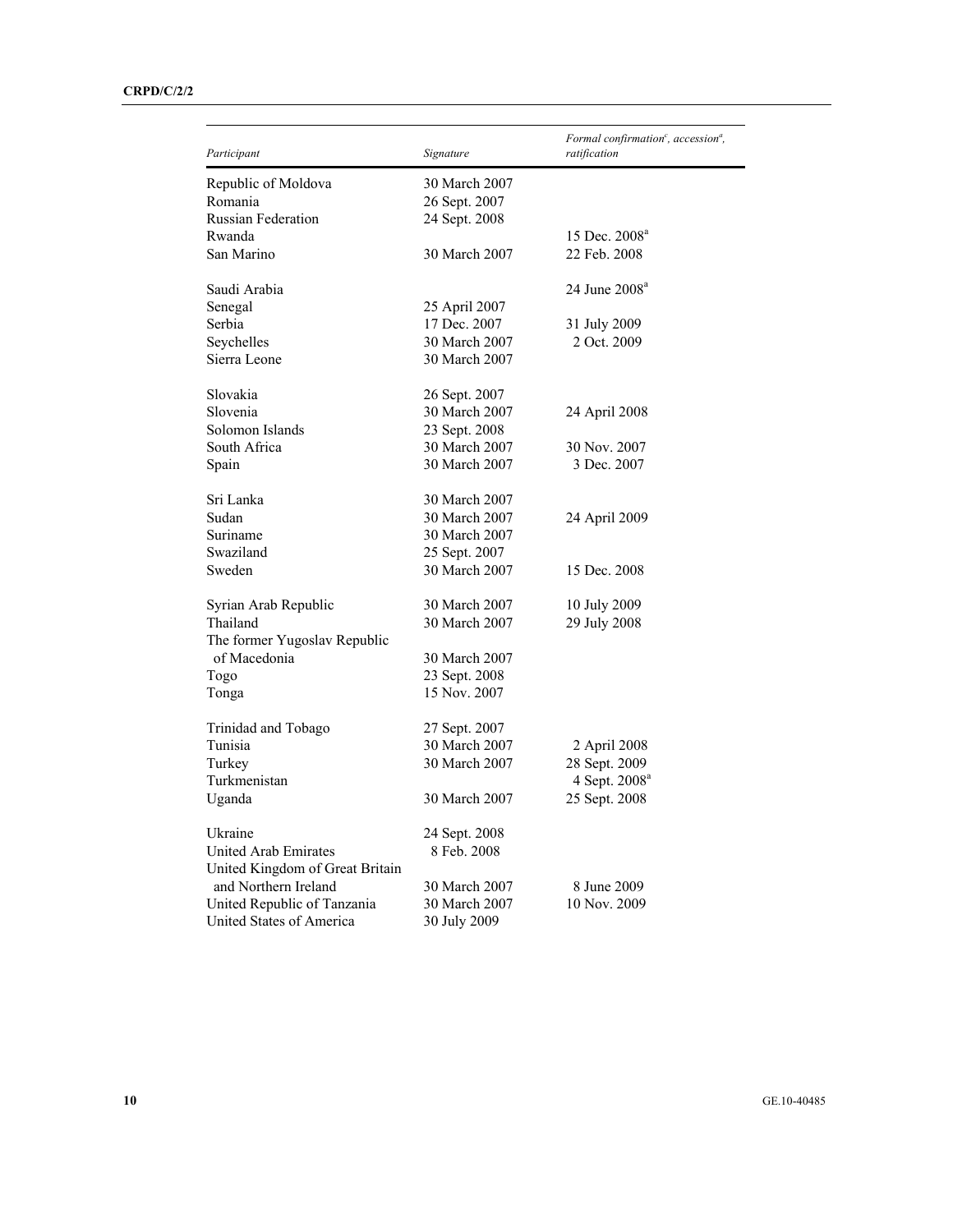| *Participant* | *Signature* | *Formal confirmation[c], accession[a], ratification* |
|---|---|---|
| Republic of Moldova | 30 March 2007 | |
| Romania | 26 Sept. 2007 | |
| Russian Federation | 24 Sept. 2008 | |
| Rwanda | | 15 Dec. 2008[a] |
| San Marino | 30 March 2007 | 22 Feb. 2008 |
| Saudi Arabia | | 24 June 2008[a] |
| Senegal | 25 April 2007 | |
| Serbia | 17 Dec. 2007 | 31 July 2009 |
| Seychelles | 30 March 2007 | 2 Oct. 2009 |
| Sierra Leone | 30 March 2007 | |
| Slovakia | 26 Sept. 2007 | |
| Slovenia | 30 March 2007 | 24 April 2008 |
| Solomon Islands | 23 Sept. 2008 | |
| South Africa | 30 March 2007 | 30 Nov. 2007 |
| Spain | 30 March 2007 | 3 Dec. 2007 |
| Sri Lanka | 30 March 2007 | |
| Sudan | 30 March 2007 | 24 April 2009 |
| Suriname | 30 March 2007 | |
| Swaziland | 25 Sept. 2007 | |
| Sweden | 30 March 2007 | 15 Dec. 2008 |
| Syrian Arab Republic | 30 March 2007 | 10 July 2009 |
| Thailand | 30 March 2007 | 29 July 2008 |
| The former Yugoslav Republic of Macedonia | 30 March 2007 | |
| Togo | 23 Sept. 2008 | |
| Tonga | 15 Nov. 2007 | |
| Trinidad and Tobago | 27 Sept. 2007 | |
| Tunisia | 30 March 2007 | 2 April 2008 |
| Turkey | 30 March 2007 | 28 Sept. 2009 |
| Turkmenistan | | 4 Sept. 2008[a] |
| Uganda | 30 March 2007 | 25 Sept. 2008 |
| Ukraine | 24 Sept. 2008 | |
| United Arab Emirates | 8 Feb. 2008 | |
| United Kingdom of Great Britain and Northern Ireland | 30 March 2007 | 8 June 2009 |
| United Republic of Tanzania | 30 March 2007 | 10 Nov. 2009 |
| United States of America | 30 July 2009 | |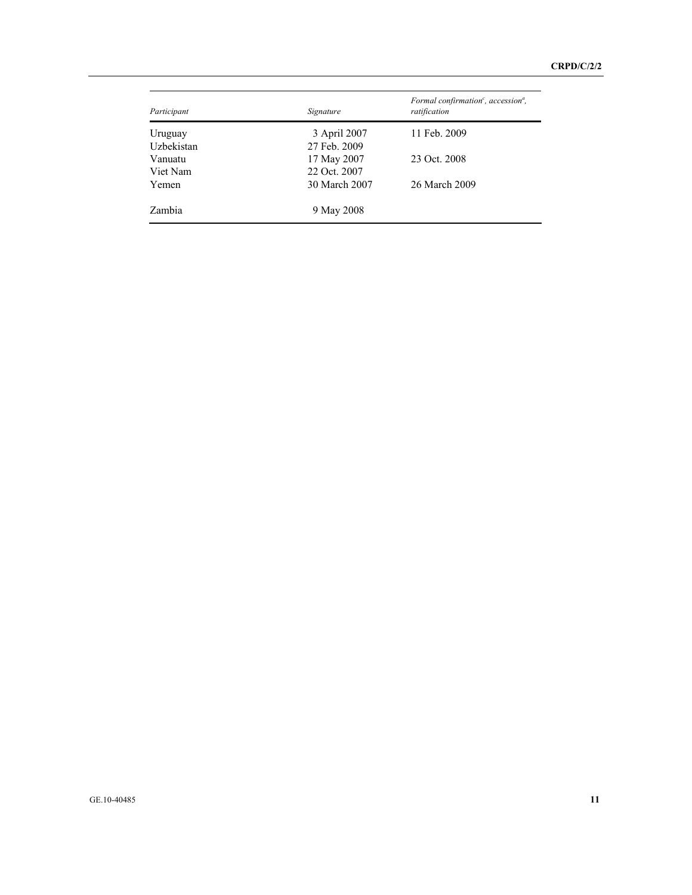| *Participant* | *Signature* | *Formal confirmation[c], accession[a], ratification* |
| --- | --- | --- |
| Uruguay | 3 April 2007 | 11 Feb. 2009 |
| Uzbekistan | 27 Feb. 2009 | |
| Vanuatu | 17 May 2007 | 23 Oct. 2008 |
| Viet Nam | 22 Oct. 2007 | |
| Yemen | 30 March 2007 | 26 March 2009 |
| Zambia | 9 May 2008 | |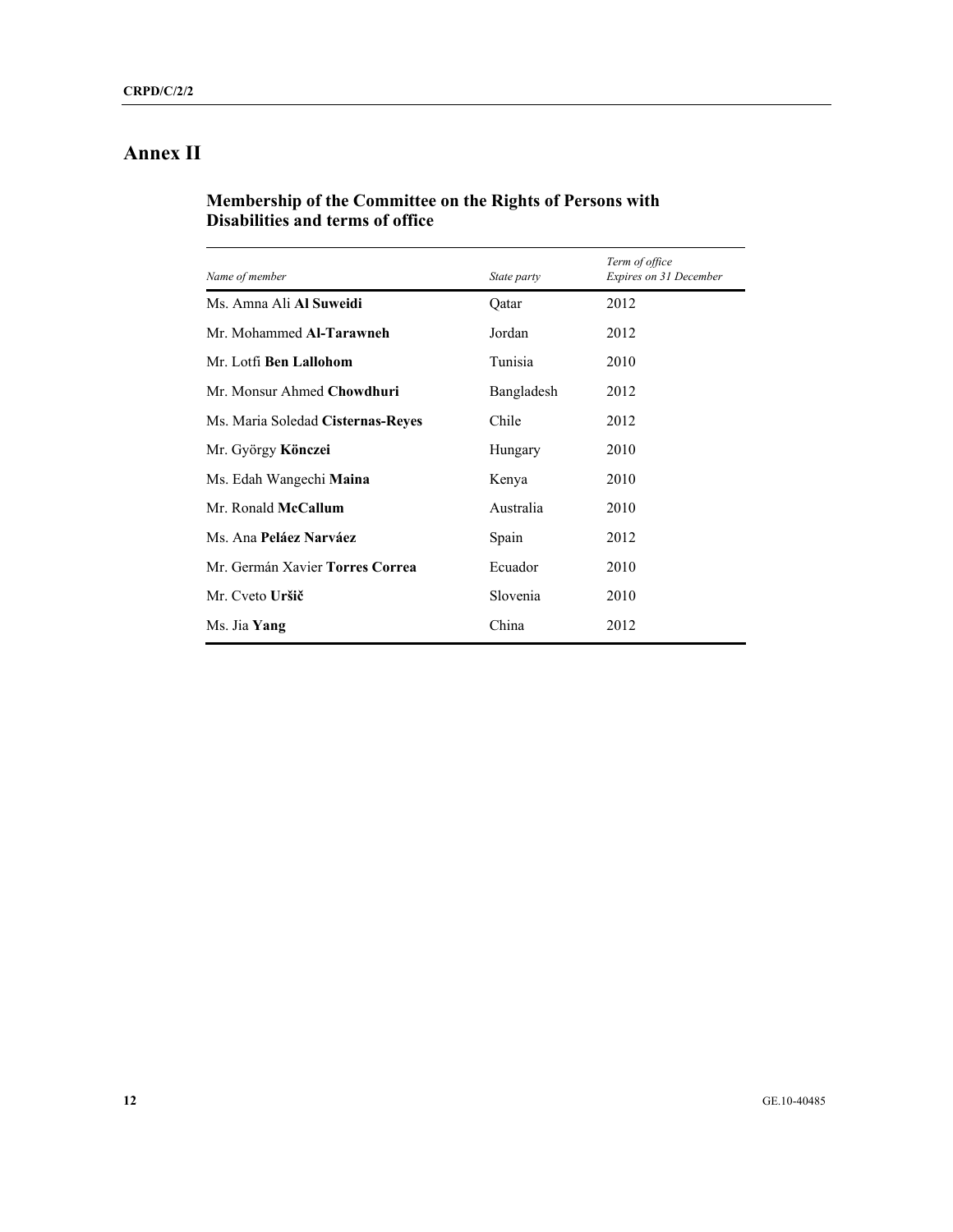# Annex II

## Membership of the Committee on the Rights of Persons with Disabilities and terms of office

| *Name of member* | *State party* | *Term of office Expires on 31 December* |
|---|---|---|
| Ms. Amna Ali **Al Suweidi** | Qatar | 2012 |
| Mr. Mohammed **Al-Tarawneh** | Jordan | 2012 |
| Mr. Lotfi **Ben Lallohom** | Tunisia | 2010 |
| Mr. Monsur Ahmed **Chowdhuri** | Bangladesh | 2012 |
| Ms. Maria Soledad **Cisternas-Reyes** | Chile | 2012 |
| Mr. György **Könczei** | Hungary | 2010 |
| Ms. Edah Wangechi **Maina** | Kenya | 2010 |
| Mr. Ronald **McCallum** | Australia | 2010 |
| Ms. Ana **Peláez Narváez** | Spain | 2012 |
| Mr. Germán Xavier **Torres Correa** | Ecuador | 2010 |
| Mr. Cveto **Uršič** | Slovenia | 2010 |
| Ms. Jia **Yang** | China | 2012 |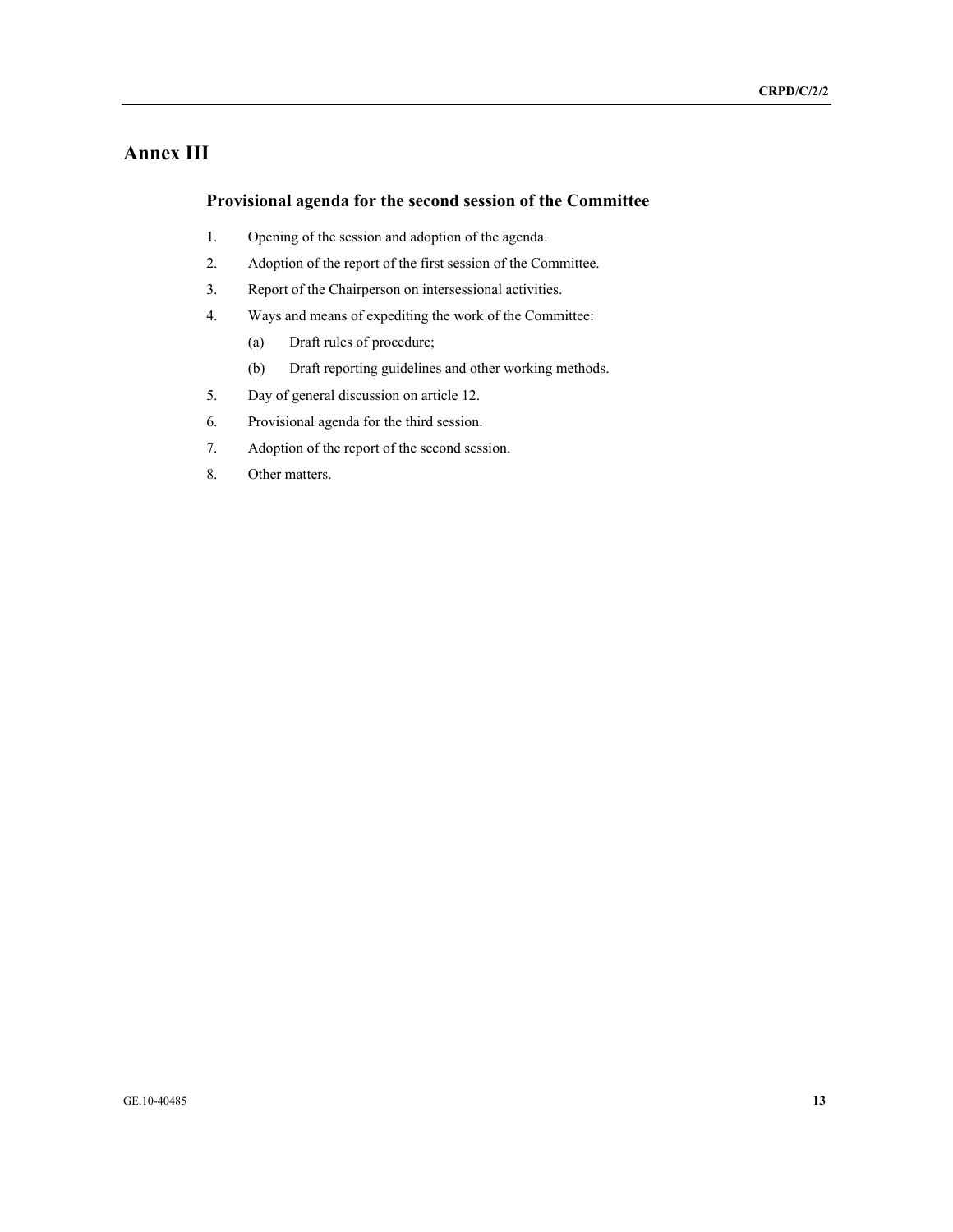# Annex III

## Provisional agenda for the second session of the Committee

1. Opening of the session and adoption of the agenda.
2. Adoption of the report of the first session of the Committee.
3. Report of the Chairperson on intersessional activities.
4. Ways and means of expediting the work of the Committee:
   - (a) Draft rules of procedure;
   - (b) Draft reporting guidelines and other working methods.
5. Day of general discussion on article 12.
6. Provisional agenda for the third session.
7. Adoption of the report of the second session.
8. Other matters.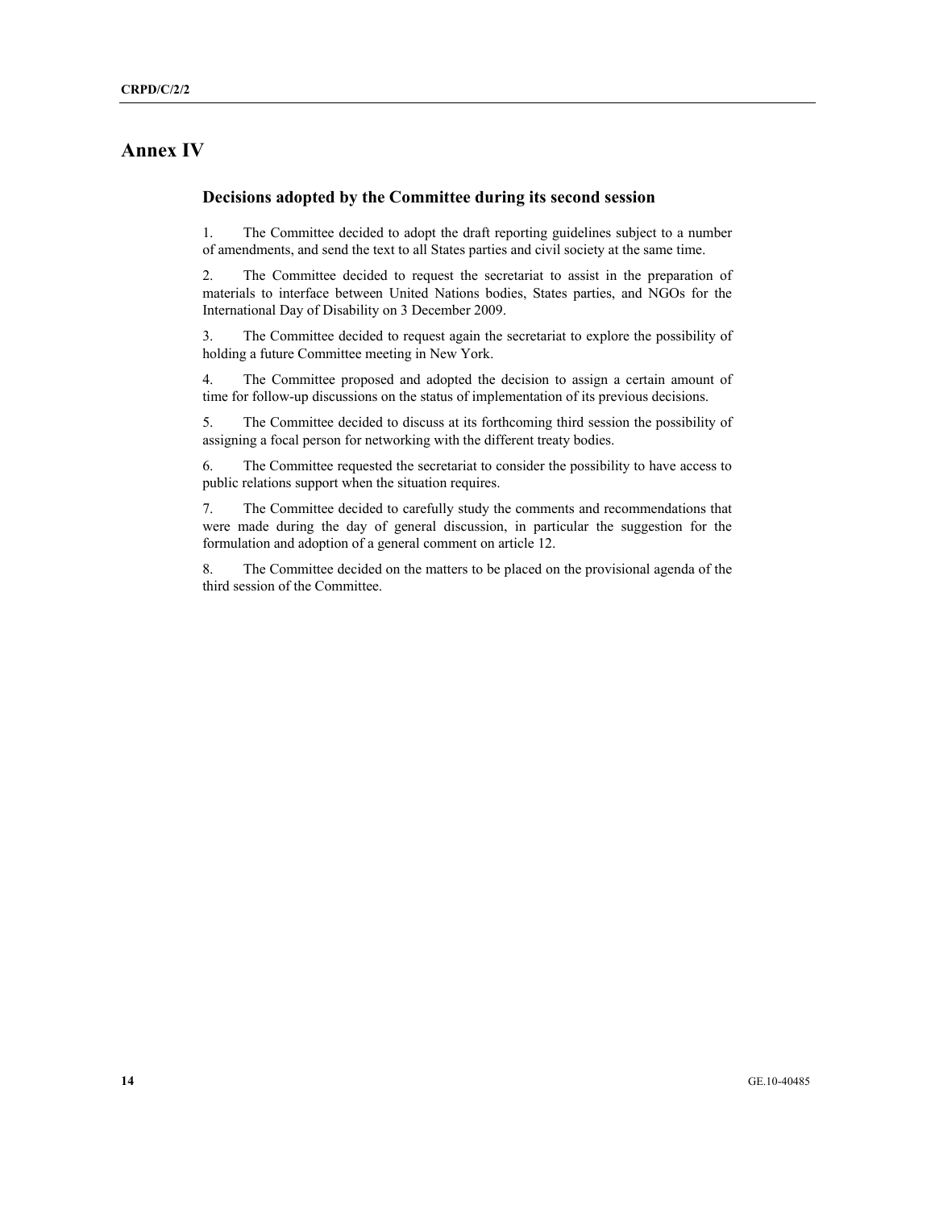# Annex IV

## Decisions adopted by the Committee during its second session

1. The Committee decided to adopt the draft reporting guidelines subject to a number of amendments, and send the text to all States parties and civil society at the same time.

2. The Committee decided to request the secretariat to assist in the preparation of materials to interface between United Nations bodies, States parties, and NGOs for the International Day of Disability on 3 December 2009.

3. The Committee decided to request again the secretariat to explore the possibility of holding a future Committee meeting in New York.

4. The Committee proposed and adopted the decision to assign a certain amount of time for follow-up discussions on the status of implementation of its previous decisions.

5. The Committee decided to discuss at its forthcoming third session the possibility of assigning a focal person for networking with the different treaty bodies.

6. The Committee requested the secretariat to consider the possibility to have access to public relations support when the situation requires.

7. The Committee decided to carefully study the comments and recommendations that were made during the day of general discussion, in particular the suggestion for the formulation and adoption of a general comment on article 12.

8. The Committee decided on the matters to be placed on the provisional agenda of the third session of the Committee.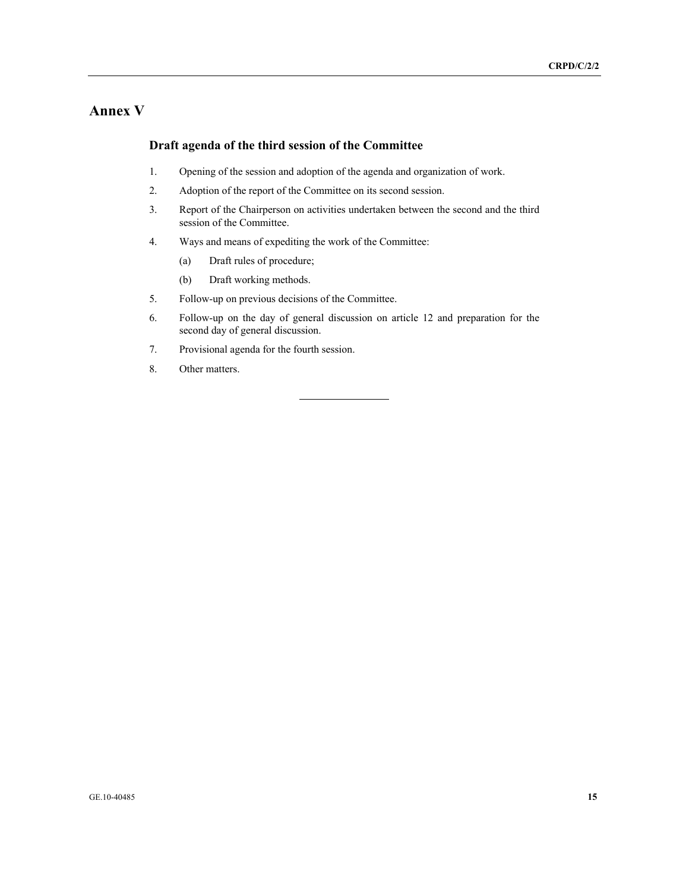# Annex V

## Draft agenda of the third session of the Committee

1. Opening of the session and adoption of the agenda and organization of work.
2. Adoption of the report of the Committee on its second session.
3. Report of the Chairperson on activities undertaken between the second and the third session of the Committee.
4. Ways and means of expediting the work of the Committee:
   - (a) Draft rules of procedure;
   - (b) Draft working methods.
5. Follow-up on previous decisions of the Committee.
6. Follow-up on the day of general discussion on article 12 and preparation for the second day of general discussion.
7. Provisional agenda for the fourth session.
8. Other matters.